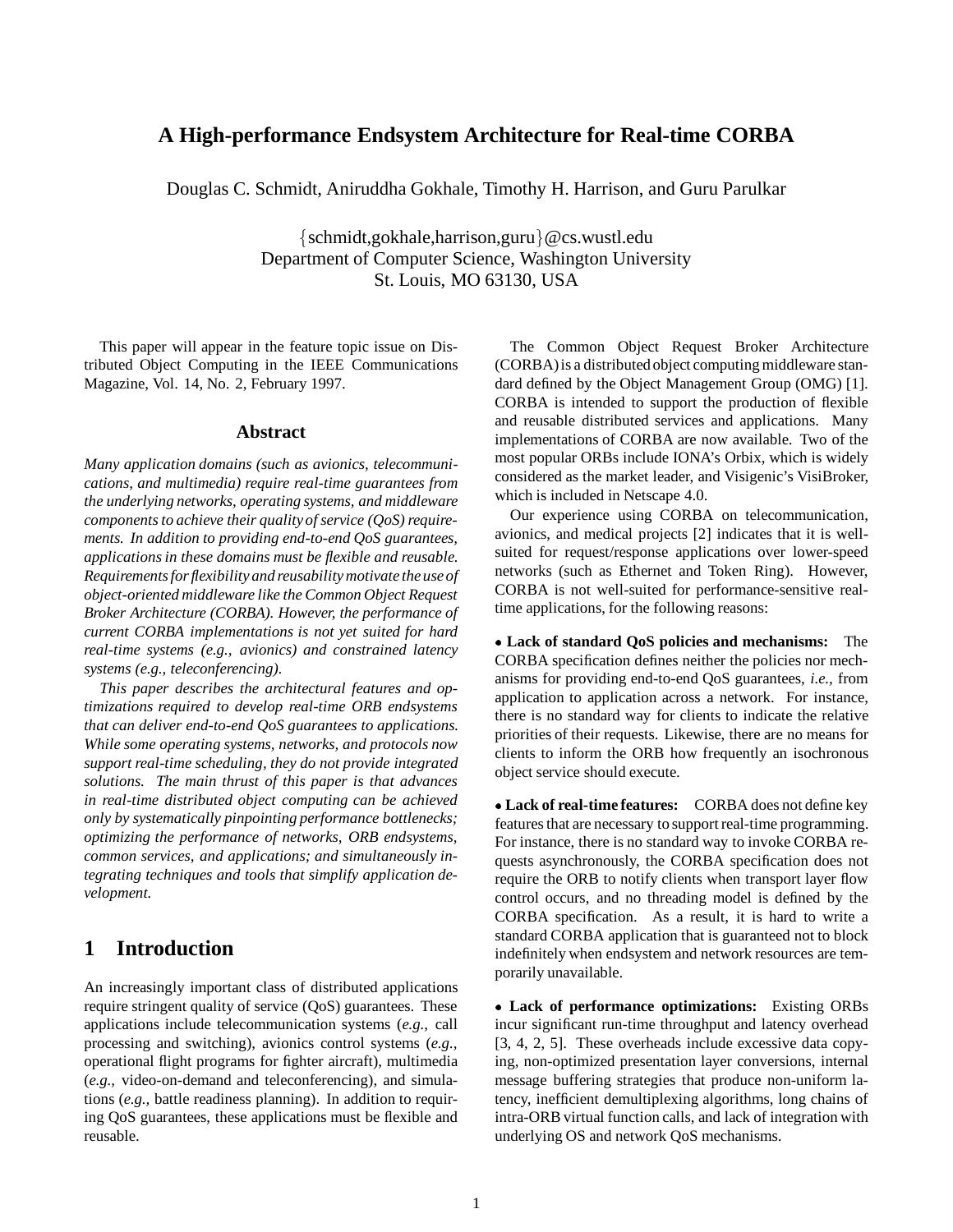# A High-performance Endsystem Architecture for Real-time CORBA

Douglas C. Schmidt, Aniruddha Gokhale, Timothy H. Harrison, and Guru Parulkar

{schmidt,gokhale,harrison,guru}@cs.wustl.edu
Department of Computer Science, Washington University
St. Louis, MO 63130, USA

This paper will appear in the feature topic issue on Distributed Object Computing in the IEEE Communications Magazine, Vol. 14, No. 2, February 1997.

## Abstract

*Many application domains (such as avionics, telecommunications, and multimedia) require real-time guarantees from the underlying networks, operating systems, and middleware components to achieve their quality of service (QoS) requirements. In addition to providing end-to-end QoS guarantees, applications in these domains must be flexible and reusable. Requirements for flexibility and reusability motivate the use of object-oriented middleware like the Common Object Request Broker Architecture (CORBA). However, the performance of current CORBA implementations is not yet suited for hard real-time systems (e.g., avionics) and constrained latency systems (e.g., teleconferencing).*

*This paper describes the architectural features and optimizations required to develop real-time ORB endsystems that can deliver end-to-end QoS guarantees to applications. While some operating systems, networks, and protocols now support real-time scheduling, they do not provide integrated solutions. The main thrust of this paper is that advances in real-time distributed object computing can be achieved only by systematically pinpointing performance bottlenecks; optimizing the performance of networks, ORB endsystems, common services, and applications; and simultaneously integrating techniques and tools that simplify application development.*

## 1 Introduction

An increasingly important class of distributed applications require stringent quality of service (QoS) guarantees. These applications include telecommunication systems (*e.g.,* call processing and switching), avionics control systems (*e.g.,* operational flight programs for fighter aircraft), multimedia (*e.g.,* video-on-demand and teleconferencing), and simulations (*e.g.,* battle readiness planning). In addition to requiring QoS guarantees, these applications must be flexible and reusable.

The Common Object Request Broker Architecture (CORBA) is a distributed object computing middleware standard defined by the Object Management Group (OMG) [1]. CORBA is intended to support the production of flexible and reusable distributed services and applications. Many implementations of CORBA are now available. Two of the most popular ORBs include IONA's Orbix, which is widely considered as the market leader, and Visigenic's VisiBroker, which is included in Netscape 4.0.

Our experience using CORBA on telecommunication, avionics, and medical projects [2] indicates that it is well-suited for request/response applications over lower-speed networks (such as Ethernet and Token Ring). However, CORBA is not well-suited for performance-sensitive real-time applications, for the following reasons:

- **Lack of standard QoS policies and mechanisms:** The CORBA specification defines neither the policies nor mechanisms for providing end-to-end QoS guarantees, *i.e.,* from application to application across a network. For instance, there is no standard way for clients to indicate the relative priorities of their requests. Likewise, there are no means for clients to inform the ORB how frequently an isochronous object service should execute.

- **Lack of real-time features:** CORBA does not define key features that are necessary to support real-time programming. For instance, there is no standard way to invoke CORBA requests asynchronously, the CORBA specification does not require the ORB to notify clients when transport layer flow control occurs, and no threading model is defined by the CORBA specification. As a result, it is hard to write a standard CORBA application that is guaranteed not to block indefinitely when endsystem and network resources are temporarily unavailable.

- **Lack of performance optimizations:** Existing ORBs incur significant run-time throughput and latency overhead [3, 4, 2, 5]. These overheads include excessive data copying, non-optimized presentation layer conversions, internal message buffering strategies that produce non-uniform latency, inefficient demultiplexing algorithms, long chains of intra-ORB virtual function calls, and lack of integration with underlying OS and network QoS mechanisms.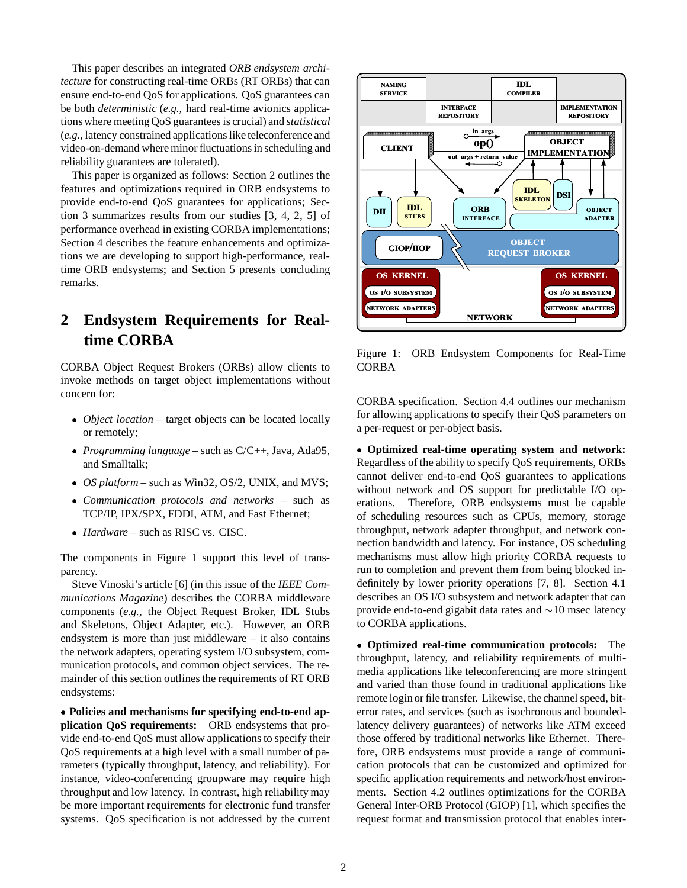This paper describes an integrated *ORB endsystem architecture* for constructing real-time ORBs (RT ORBs) that can ensure end-to-end QoS for applications. QoS guarantees can be both *deterministic* (*e.g.,* hard real-time avionics applications where meeting QoS guarantees is crucial) and *statistical* (*e.g.,* latency constrained applications like teleconference and video-on-demand where minor fluctuations in scheduling and reliability guarantees are tolerated).

This paper is organized as follows: Section 2 outlines the features and optimizations required in ORB endsystems to provide end-to-end QoS guarantees for applications; Section 3 summarizes results from our studies [3, 4, 2, 5] of performance overhead in existing CORBA implementations; Section 4 describes the feature enhancements and optimizations we are developing to support high-performance, real-time ORB endsystems; and Section 5 presents concluding remarks.

## 2 Endsystem Requirements for Real-time CORBA

CORBA Object Request Brokers (ORBs) allow clients to invoke methods on target object implementations without concern for:

- *Object location* – target objects can be located locally or remotely;
- *Programming language* – such as C/C++, Java, Ada95, and Smalltalk;
- *OS platform* – such as Win32, OS/2, UNIX, and MVS;
- *Communication protocols and networks* – such as TCP/IP, IPX/SPX, FDDI, ATM, and Fast Ethernet;
- *Hardware* – such as RISC vs. CISC.

The components in Figure 1 support this level of transparency.

Steve Vinoski's article [6] (in this issue of the *IEEE Communications Magazine*) describes the CORBA middleware components (*e.g.,* the Object Request Broker, IDL Stubs and Skeletons, Object Adapter, etc.). However, an ORB endsystem is more than just middleware – it also contains the network adapters, operating system I/O subsystem, communication protocols, and common object services. The remainder of this section outlines the requirements of RT ORB endsystems:

• **Policies and mechanisms for specifying end-to-end application QoS requirements:** ORB endsystems that provide end-to-end QoS must allow applications to specify their QoS requirements at a high level with a small number of parameters (typically throughput, latency, and reliability). For instance, video-conferencing groupware may require high throughput and low latency. In contrast, high reliability may be more important requirements for electronic fund transfer systems. QoS specification is not addressed by the current CORBA specification. Section 4.4 outlines our mechanism for allowing applications to specify their QoS parameters on a per-request or per-object basis.

Figure 1: ORB Endsystem Components for Real-Time CORBA

• **Optimized real-time operating system and network:** Regardless of the ability to specify QoS requirements, ORBs cannot deliver end-to-end QoS guarantees to applications without network and OS support for predictable I/O operations. Therefore, ORB endsystems must be capable of scheduling resources such as CPUs, memory, storage throughput, network adapter throughput, and network connection bandwidth and latency. For instance, OS scheduling mechanisms must allow high priority CORBA requests to run to completion and prevent them from being blocked indefinitely by lower priority operations [7, 8]. Section 4.1 describes an OS I/O subsystem and network adapter that can provide end-to-end gigabit data rates and ∼10 msec latency to CORBA applications.

• **Optimized real-time communication protocols:** The throughput, latency, and reliability requirements of multimedia applications like teleconferencing are more stringent and varied than those found in traditional applications like remote login or file transfer. Likewise, the channel speed, bit-error rates, and services (such as isochronous and bounded-latency delivery guarantees) of networks like ATM exceed those offered by traditional networks like Ethernet. Therefore, ORB endsystems must provide a range of communication protocols that can be customized and optimized for specific application requirements and network/host environments. Section 4.2 outlines optimizations for the CORBA General Inter-ORB Protocol (GIOP) [1], which specifies the request format and transmission protocol that enables inter-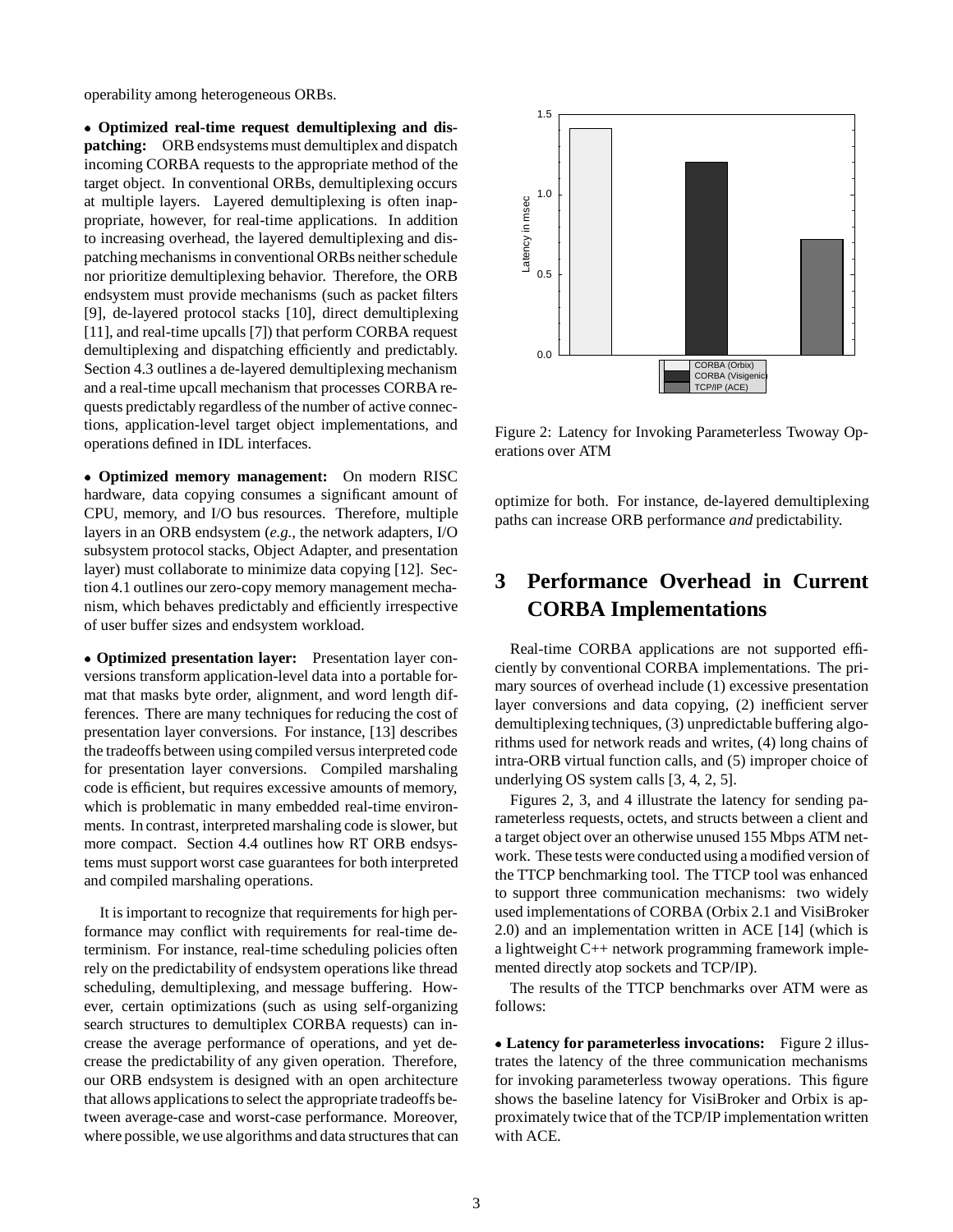operability among heterogeneous ORBs.

- **Optimized real-time request demultiplexing and dispatching:** ORB endsystems must demultiplex and dispatch incoming CORBA requests to the appropriate method of the target object. In conventional ORBs, demultiplexing occurs at multiple layers. Layered demultiplexing is often inappropriate, however, for real-time applications. In addition to increasing overhead, the layered demultiplexing and dispatching mechanisms in conventional ORBs neither schedule nor prioritize demultiplexing behavior. Therefore, the ORB endsystem must provide mechanisms (such as packet filters [9], de-layered protocol stacks [10], direct demultiplexing [11], and real-time upcalls [7]) that perform CORBA request demultiplexing and dispatching efficiently and predictably. Section 4.3 outlines a de-layered demultiplexing mechanism and a real-time upcall mechanism that processes CORBA requests predictably regardless of the number of active connections, application-level target object implementations, and operations defined in IDL interfaces.

- **Optimized memory management:** On modern RISC hardware, data copying consumes a significant amount of CPU, memory, and I/O bus resources. Therefore, multiple layers in an ORB endsystem (*e.g.,* the network adapters, I/O subsystem protocol stacks, Object Adapter, and presentation layer) must collaborate to minimize data copying [12]. Section 4.1 outlines our zero-copy memory management mechanism, which behaves predictably and efficiently irrespective of user buffer sizes and endsystem workload.

- **Optimized presentation layer:** Presentation layer conversions transform application-level data into a portable format that masks byte order, alignment, and word length differences. There are many techniques for reducing the cost of presentation layer conversions. For instance, [13] describes the tradeoffs between using compiled versus interpreted code for presentation layer conversions. Compiled marshaling code is efficient, but requires excessive amounts of memory, which is problematic in many embedded real-time environments. In contrast, interpreted marshaling code is slower, but more compact. Section 4.4 outlines how RT ORB endsystems must support worst case guarantees for both interpreted and compiled marshaling operations.

It is important to recognize that requirements for high performance may conflict with requirements for real-time determinism. For instance, real-time scheduling policies often rely on the predictability of endsystem operations like thread scheduling, demultiplexing, and message buffering. However, certain optimizations (such as using self-organizing search structures to demultiplex CORBA requests) can increase the average performance of operations, and yet decrease the predictability of any given operation. Therefore, our ORB endsystem is designed with an open architecture that allows applications to select the appropriate tradeoffs between average-case and worst-case performance. Moreover, where possible, we use algorithms and data structures that can optimize for both. For instance, de-layered demultiplexing paths can increase ORB performance *and* predictability.

Figure 2: Latency for Invoking Parameterless Twoway Operations over ATM

# 3 Performance Overhead in Current CORBA Implementations

Real-time CORBA applications are not supported efficiently by conventional CORBA implementations. The primary sources of overhead include (1) excessive presentation layer conversions and data copying, (2) inefficient server demultiplexing techniques, (3) unpredictable buffering algorithms used for network reads and writes, (4) long chains of intra-ORB virtual function calls, and (5) improper choice of underlying OS system calls [3, 4, 2, 5].

Figures 2, 3, and 4 illustrate the latency for sending parameterless requests, octets, and structs between a client and a target object over an otherwise unused 155 Mbps ATM network. These tests were conducted using a modified version of the TTCP benchmarking tool. The TTCP tool was enhanced to support three communication mechanisms: two widely used implementations of CORBA (Orbix 2.1 and VisiBroker 2.0) and an implementation written in ACE [14] (which is a lightweight C++ network programming framework implemented directly atop sockets and TCP/IP).

The results of the TTCP benchmarks over ATM were as follows:

- **Latency for parameterless invocations:** Figure 2 illustrates the latency of the three communication mechanisms for invoking parameterless twoway operations. This figure shows the baseline latency for VisiBroker and Orbix is approximately twice that of the TCP/IP implementation written with ACE.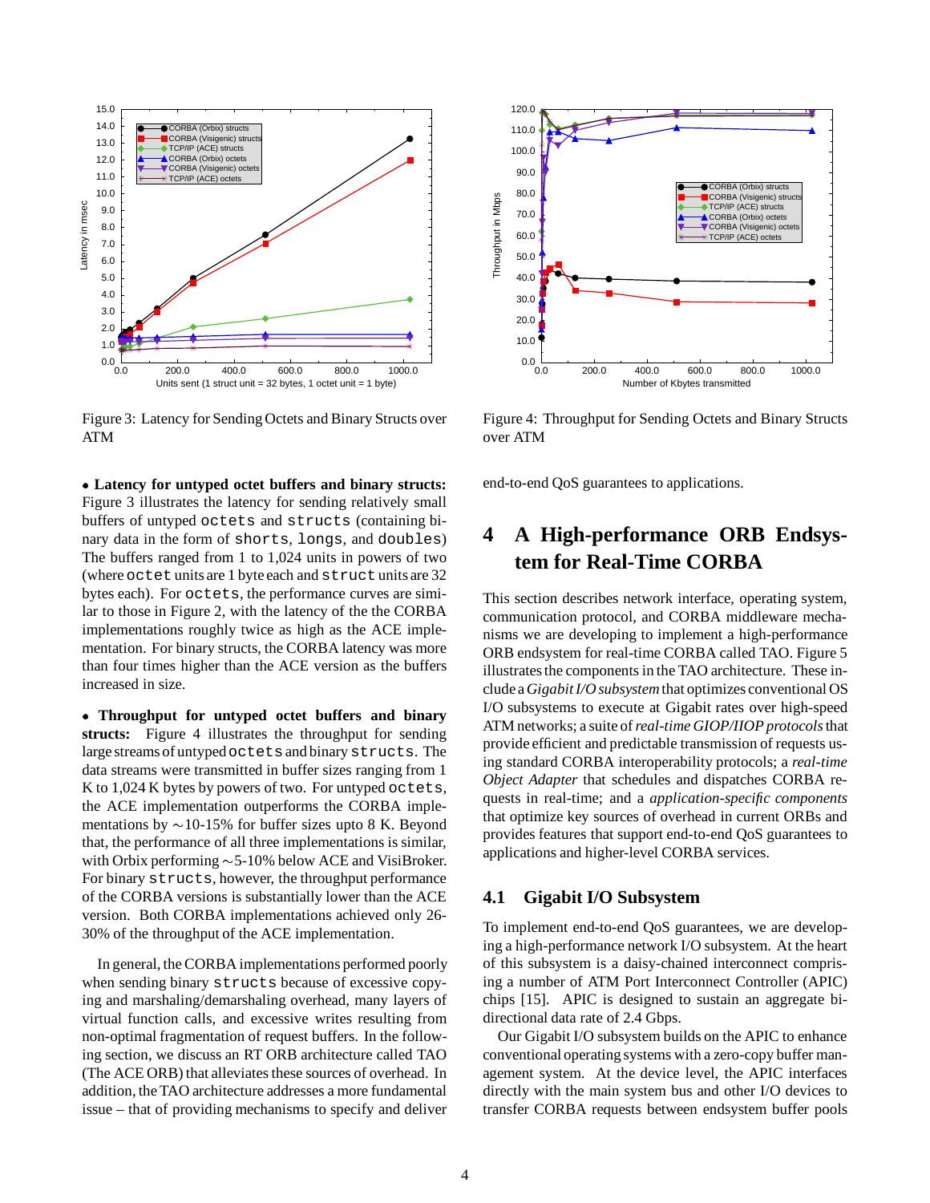Figure 3: Latency for Sending Octets and Binary Structs over ATM

Figure 4: Throughput for Sending Octets and Binary Structs over ATM

- **Latency for untyped octet buffers and binary structs:** Figure 3 illustrates the latency for sending relatively small buffers of untyped `octets` and `structs` (containing binary data in the form of `shorts`, `longs`, and `doubles`) The buffers ranged from 1 to 1,024 units in powers of two (where `octet` units are 1 byte each and `struct` units are 32 bytes each). For `octets`, the performance curves are similar to those in Figure 2, with the latency of the the CORBA implementations roughly twice as high as the ACE implementation. For binary structs, the CORBA latency was more than four times higher than the ACE version as the buffers increased in size.

- **Throughput for untyped octet buffers and binary structs:** Figure 4 illustrates the throughput for sending large streams of untyped `octets` and binary `structs`. The data streams were transmitted in buffer sizes ranging from 1 K to 1,024 K bytes by powers of two. For untyped `octets`, the ACE implementation outperforms the CORBA implementations by ∼10-15% for buffer sizes upto 8 K. Beyond that, the performance of all three implementations is similar, with Orbix performing ∼5-10% below ACE and VisiBroker. For binary `structs`, however, the throughput performance of the CORBA versions is substantially lower than the ACE version. Both CORBA implementations achieved only 26-30% of the throughput of the ACE implementation.

In general, the CORBA implementations performed poorly when sending binary `structs` because of excessive copying and marshaling/demarshaling overhead, many layers of virtual function calls, and excessive writes resulting from non-optimal fragmentation of request buffers. In the following section, we discuss an RT ORB architecture called TAO (The ACE ORB) that alleviates these sources of overhead. In addition, the TAO architecture addresses a more fundamental issue – that of providing mechanisms to specify and deliver end-to-end QoS guarantees to applications.

# 4 A High-performance ORB Endsystem for Real-Time CORBA

This section describes network interface, operating system, communication protocol, and CORBA middleware mechanisms we are developing to implement a high-performance ORB endsystem for real-time CORBA called TAO. Figure 5 illustrates the components in the TAO architecture. These include a *Gigabit I/O subsystem* that optimizes conventional OS I/O subsystems to execute at Gigabit rates over high-speed ATM networks; a suite of *real-time GIOP/IIOP protocols* that provide efficient and predictable transmission of requests using standard CORBA interoperability protocols; a *real-time Object Adapter* that schedules and dispatches CORBA requests in real-time; and a *application-specific components* that optimize key sources of overhead in current ORBs and provides features that support end-to-end QoS guarantees to applications and higher-level CORBA services.

## 4.1 Gigabit I/O Subsystem

To implement end-to-end QoS guarantees, we are developing a high-performance network I/O subsystem. At the heart of this subsystem is a daisy-chained interconnect comprising a number of ATM Port Interconnect Controller (APIC) chips [15]. APIC is designed to sustain an aggregate bi-directional data rate of 2.4 Gbps.

Our Gigabit I/O subsystem builds on the APIC to enhance conventional operating systems with a zero-copy buffer management system. At the device level, the APIC interfaces directly with the main system bus and other I/O devices to transfer CORBA requests between endsystem buffer pools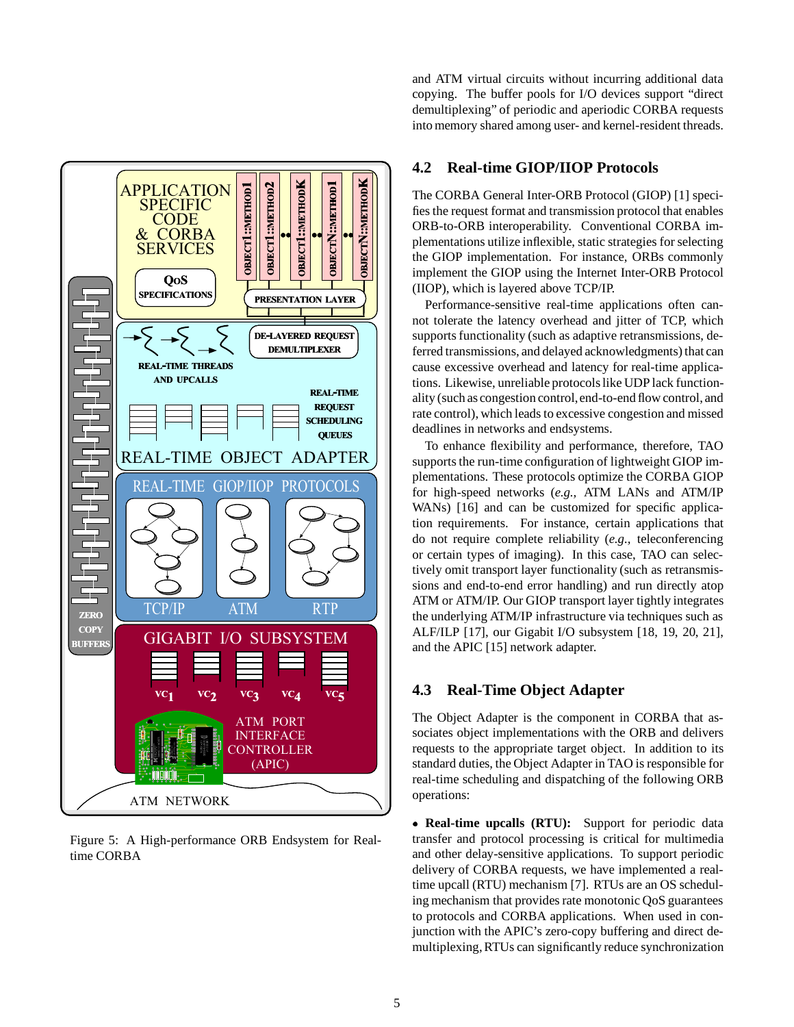and ATM virtual circuits without incurring additional data copying. The buffer pools for I/O devices support "direct demultiplexing" of periodic and aperiodic CORBA requests into memory shared among user- and kernel-resident threads.

Figure 5: A High-performance ORB Endsystem for Real-time CORBA

### 4.2 Real-time GIOP/IIOP Protocols

The CORBA General Inter-ORB Protocol (GIOP) [1] specifies the request format and transmission protocol that enables ORB-to-ORB interoperability. Conventional CORBA implementations utilize inflexible, static strategies for selecting the GIOP implementation. For instance, ORBs commonly implement the GIOP using the Internet Inter-ORB Protocol (IIOP), which is layered above TCP/IP.

Performance-sensitive real-time applications often cannot tolerate the latency overhead and jitter of TCP, which supports functionality (such as adaptive retransmissions, deferred transmissions, and delayed acknowledgments) that can cause excessive overhead and latency for real-time applications. Likewise, unreliable protocols like UDP lack functionality (such as congestion control, end-to-end flow control, and rate control), which leads to excessive congestion and missed deadlines in networks and endsystems.

To enhance flexibility and performance, therefore, TAO supports the run-time configuration of lightweight GIOP implementations. These protocols optimize the CORBA GIOP for high-speed networks (*e.g.,* ATM LANs and ATM/IP WANs) [16] and can be customized for specific application requirements. For instance, certain applications that do not require complete reliability (*e.g.,* teleconferencing or certain types of imaging). In this case, TAO can selectively omit transport layer functionality (such as retransmissions and end-to-end error handling) and run directly atop ATM or ATM/IP. Our GIOP transport layer tightly integrates the underlying ATM/IP infrastructure via techniques such as ALF/ILP [17], our Gigabit I/O subsystem [18, 19, 20, 21], and the APIC [15] network adapter.

### 4.3 Real-Time Object Adapter

The Object Adapter is the component in CORBA that associates object implementations with the ORB and delivers requests to the appropriate target object. In addition to its standard duties, the Object Adapter in TAO is responsible for real-time scheduling and dispatching of the following ORB operations:

- **Real-time upcalls (RTU):** Support for periodic data transfer and protocol processing is critical for multimedia and other delay-sensitive applications. To support periodic delivery of CORBA requests, we have implemented a real-time upcall (RTU) mechanism [7]. RTUs are an OS scheduling mechanism that provides rate monotonic QoS guarantees to protocols and CORBA applications. When used in conjunction with the APIC's zero-copy buffering and direct demultiplexing, RTUs can significantly reduce synchronization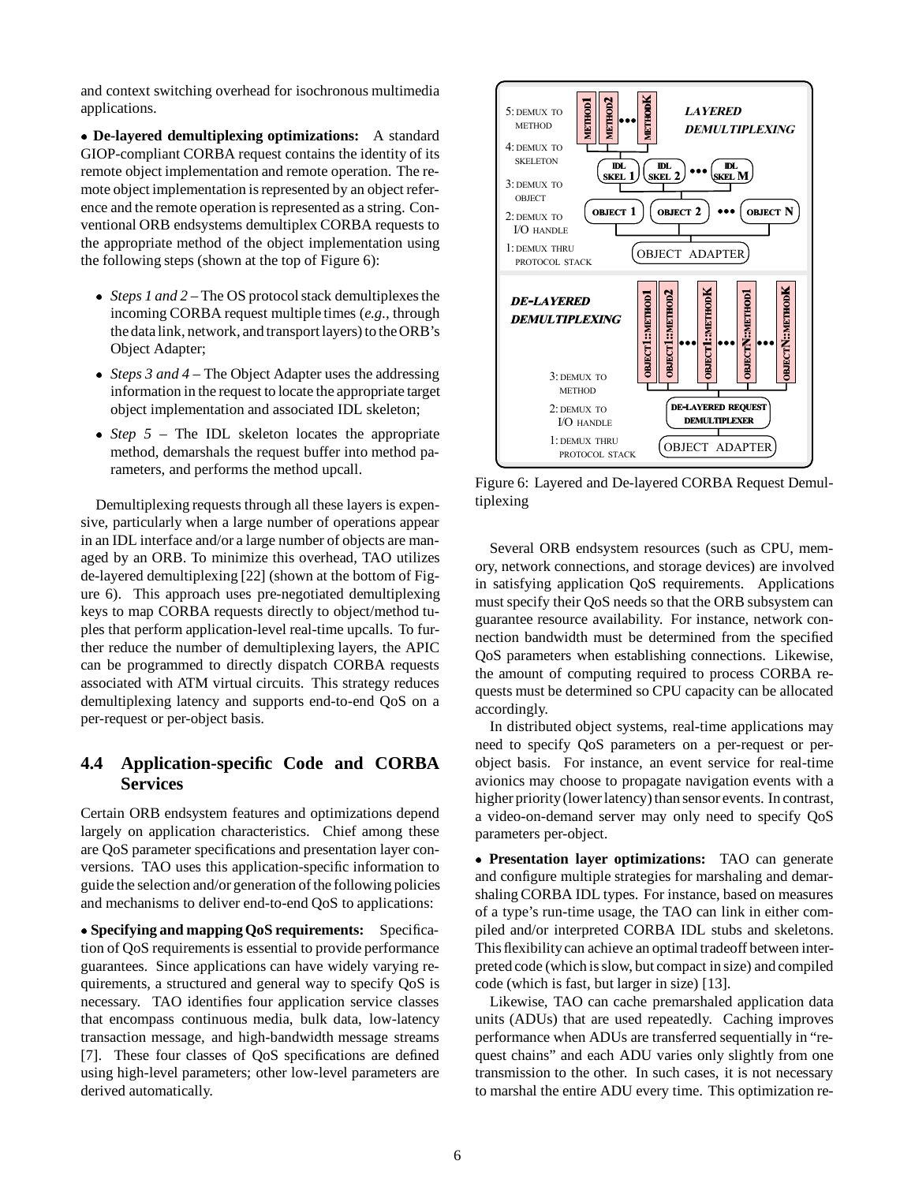and context switching overhead for isochronous multimedia applications.

• **De-layered demultiplexing optimizations:** A standard GIOP-compliant CORBA request contains the identity of its remote object implementation and remote operation. The remote object implementation is represented by an object reference and the remote operation is represented as a string. Conventional ORB endsystems demultiplex CORBA requests to the appropriate method of the object implementation using the following steps (shown at the top of Figure 6):

- *Steps 1 and 2* – The OS protocol stack demultiplexes the incoming CORBA request multiple times (*e.g.*, through the data link, network, and transport layers) to the ORB's Object Adapter;
- *Steps 3 and 4* – The Object Adapter uses the addressing information in the request to locate the appropriate target object implementation and associated IDL skeleton;
- *Step 5* – The IDL skeleton locates the appropriate method, demarshals the request buffer into method parameters, and performs the method upcall.

Demultiplexing requests through all these layers is expensive, particularly when a large number of operations appear in an IDL interface and/or a large number of objects are managed by an ORB. To minimize this overhead, TAO utilizes de-layered demultiplexing [22] (shown at the bottom of Figure 6). This approach uses pre-negotiated demultiplexing keys to map CORBA requests directly to object/method tuples that perform application-level real-time upcalls. To further reduce the number of demultiplexing layers, the APIC can be programmed to directly dispatch CORBA requests associated with ATM virtual circuits. This strategy reduces demultiplexing latency and supports end-to-end QoS on a per-request or per-object basis.

Figure 6: Layered and De-layered CORBA Request Demultiplexing

## 4.4 Application-specific Code and CORBA Services

Certain ORB endsystem features and optimizations depend largely on application characteristics. Chief among these are QoS parameter specifications and presentation layer conversions. TAO uses this application-specific information to guide the selection and/or generation of the following policies and mechanisms to deliver end-to-end QoS to applications:

• **Specifying and mapping QoS requirements:** Specification of QoS requirements is essential to provide performance guarantees. Since applications can have widely varying requirements, a structured and general way to specify QoS is necessary. TAO identifies four application service classes that encompass continuous media, bulk data, low-latency transaction message, and high-bandwidth message streams [7]. These four classes of QoS specifications are defined using high-level parameters; other low-level parameters are derived automatically.

Several ORB endsystem resources (such as CPU, memory, network connections, and storage devices) are involved in satisfying application QoS requirements. Applications must specify their QoS needs so that the ORB subsystem can guarantee resource availability. For instance, network connection bandwidth must be determined from the specified QoS parameters when establishing connections. Likewise, the amount of computing required to process CORBA requests must be determined so CPU capacity can be allocated accordingly.

In distributed object systems, real-time applications may need to specify QoS parameters on a per-request or per-object basis. For instance, an event service for real-time avionics may choose to propagate navigation events with a higher priority (lower latency) than sensor events. In contrast, a video-on-demand server may only need to specify QoS parameters per-object.

• **Presentation layer optimizations:** TAO can generate and configure multiple strategies for marshaling and demarshaling CORBA IDL types. For instance, based on measures of a type's run-time usage, the TAO can link in either compiled and/or interpreted CORBA IDL stubs and skeletons. This flexibility can achieve an optimal tradeoff between interpreted code (which is slow, but compact in size) and compiled code (which is fast, but larger in size) [13].

Likewise, TAO can cache premarshaled application data units (ADUs) that are used repeatedly. Caching improves performance when ADUs are transferred sequentially in "request chains" and each ADU varies only slightly from one transmission to the other. In such cases, it is not necessary to marshal the entire ADU every time. This optimization re-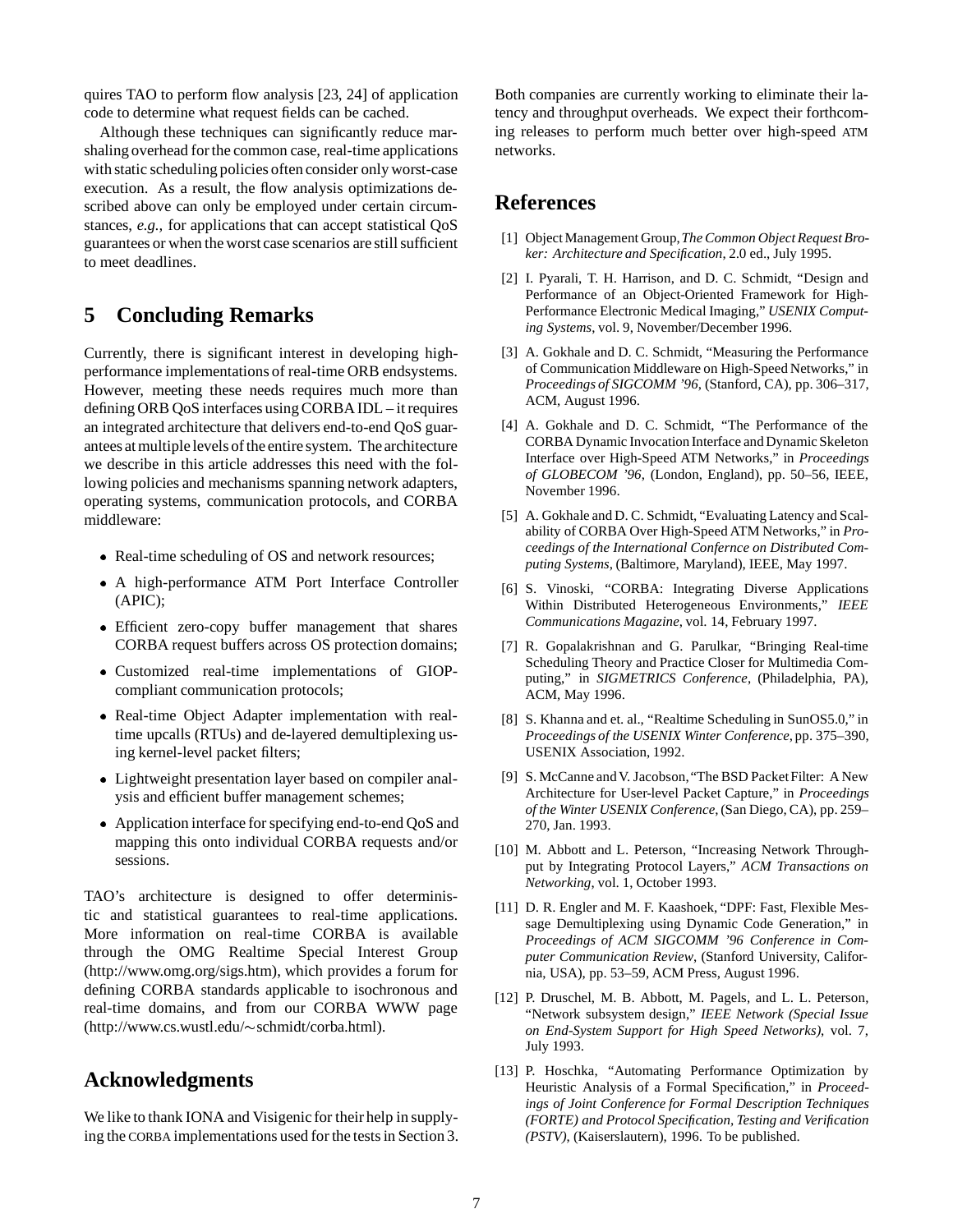quires TAO to perform flow analysis [23, 24] of application code to determine what request fields can be cached.

Although these techniques can significantly reduce marshaling overhead for the common case, real-time applications with static scheduling policies often consider only worst-case execution. As a result, the flow analysis optimizations described above can only be employed under certain circumstances, *e.g.,* for applications that can accept statistical QoS guarantees or when the worst case scenarios are still sufficient to meet deadlines.

## 5 Concluding Remarks

Currently, there is significant interest in developing high-performance implementations of real-time ORB endsystems. However, meeting these needs requires much more than defining ORB QoS interfaces using CORBA IDL – it requires an integrated architecture that delivers end-to-end QoS guarantees at multiple levels of the entire system. The architecture we describe in this article addresses this need with the following policies and mechanisms spanning network adapters, operating systems, communication protocols, and CORBA middleware:

- Real-time scheduling of OS and network resources;
- A high-performance ATM Port Interface Controller (APIC);
- Efficient zero-copy buffer management that shares CORBA request buffers across OS protection domains;
- Customized real-time implementations of GIOP-compliant communication protocols;
- Real-time Object Adapter implementation with real-time upcalls (RTUs) and de-layered demultiplexing using kernel-level packet filters;
- Lightweight presentation layer based on compiler analysis and efficient buffer management schemes;
- Application interface for specifying end-to-end QoS and mapping this onto individual CORBA requests and/or sessions.

TAO's architecture is designed to offer deterministic and statistical guarantees to real-time applications. More information on real-time CORBA is available through the OMG Realtime Special Interest Group (http://www.omg.org/sigs.htm), which provides a forum for defining CORBA standards applicable to isochronous and real-time domains, and from our CORBA WWW page (http://www.cs.wustl.edu/∼schmidt/corba.html).

## Acknowledgments

We like to thank IONA and Visigenic for their help in supplying the CORBA implementations used for the tests in Section 3. Both companies are currently working to eliminate their latency and throughput overheads. We expect their forthcoming releases to perform much better over high-speed ATM networks.

## References

[1] Object Management Group, *The Common Object Request Broker: Architecture and Specification*, 2.0 ed., July 1995.

[2] I. Pyarali, T. H. Harrison, and D. C. Schmidt, "Design and Performance of an Object-Oriented Framework for High-Performance Electronic Medical Imaging," *USENIX Computing Systems*, vol. 9, November/December 1996.

[3] A. Gokhale and D. C. Schmidt, "Measuring the Performance of Communication Middleware on High-Speed Networks," in *Proceedings of SIGCOMM '96*, (Stanford, CA), pp. 306–317, ACM, August 1996.

[4] A. Gokhale and D. C. Schmidt, "The Performance of the CORBA Dynamic Invocation Interface and Dynamic Skeleton Interface over High-Speed ATM Networks," in *Proceedings of GLOBECOM '96*, (London, England), pp. 50–56, IEEE, November 1996.

[5] A. Gokhale and D. C. Schmidt, "Evaluating Latency and Scalability of CORBA Over High-Speed ATM Networks," in *Proceedings of the International Confernce on Distributed Computing Systems*, (Baltimore, Maryland), IEEE, May 1997.

[6] S. Vinoski, "CORBA: Integrating Diverse Applications Within Distributed Heterogeneous Environments," *IEEE Communications Magazine*, vol. 14, February 1997.

[7] R. Gopalakrishnan and G. Parulkar, "Bringing Real-time Scheduling Theory and Practice Closer for Multimedia Computing," in *SIGMETRICS Conference*, (Philadelphia, PA), ACM, May 1996.

[8] S. Khanna and et. al., "Realtime Scheduling in SunOS5.0," in *Proceedings of the USENIX Winter Conference*, pp. 375–390, USENIX Association, 1992.

[9] S. McCanne and V. Jacobson, "The BSD Packet Filter: A New Architecture for User-level Packet Capture," in *Proceedings of the Winter USENIX Conference*, (San Diego, CA), pp. 259–270, Jan. 1993.

[10] M. Abbott and L. Peterson, "Increasing Network Throughput by Integrating Protocol Layers," *ACM Transactions on Networking*, vol. 1, October 1993.

[11] D. R. Engler and M. F. Kaashoek, "DPF: Fast, Flexible Message Demultiplexing using Dynamic Code Generation," in *Proceedings of ACM SIGCOMM '96 Conference in Computer Communication Review*, (Stanford University, California, USA), pp. 53–59, ACM Press, August 1996.

[12] P. Druschel, M. B. Abbott, M. Pagels, and L. L. Peterson, "Network subsystem design," *IEEE Network (Special Issue on End-System Support for High Speed Networks)*, vol. 7, July 1993.

[13] P. Hoschka, "Automating Performance Optimization by Heuristic Analysis of a Formal Specification," in *Proceedings of Joint Conference for Formal Description Techniques (FORTE) and Protocol Specification, Testing and Verification (PSTV)*, (Kaiserslautern), 1996. To be published.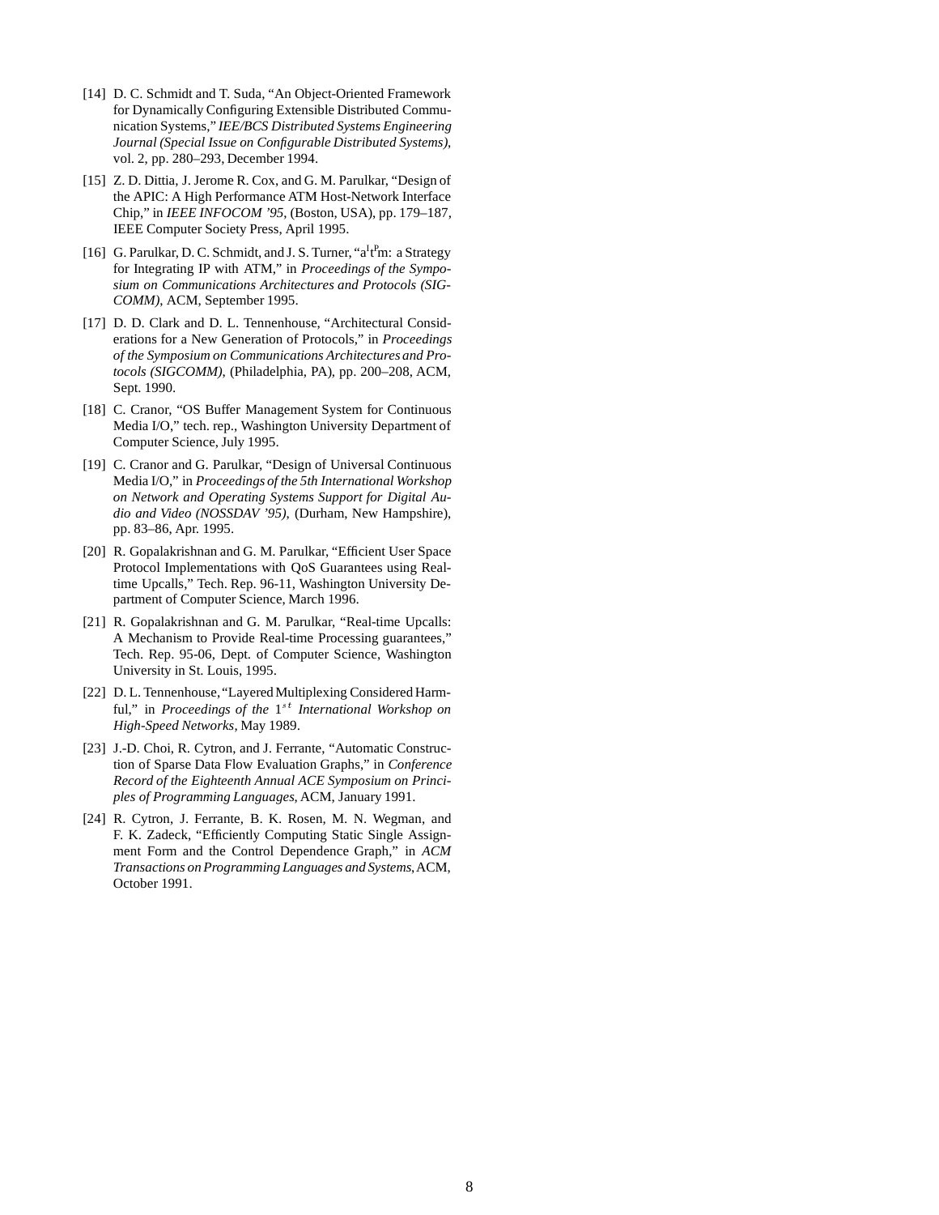[14] D. C. Schmidt and T. Suda, "An Object-Oriented Framework for Dynamically Configuring Extensible Distributed Communication Systems," *IEE/BCS Distributed Systems Engineering Journal (Special Issue on Configurable Distributed Systems)*, vol. 2, pp. 280–293, December 1994.

[15] Z. D. Dittia, J. Jerome R. Cox, and G. M. Parulkar, "Design of the APIC: A High Performance ATM Host-Network Interface Chip," in *IEEE INFOCOM '95*, (Boston, USA), pp. 179–187, IEEE Computer Society Press, April 1995.

[16] G. Parulkar, D. C. Schmidt, and J. S. Turner, "a$^{I}$t$^{P}$m: a Strategy for Integrating IP with ATM," in *Proceedings of the Symposium on Communications Architectures and Protocols (SIGCOMM)*, ACM, September 1995.

[17] D. D. Clark and D. L. Tennenhouse, "Architectural Considerations for a New Generation of Protocols," in *Proceedings of the Symposium on Communications Architectures and Protocols (SIGCOMM)*, (Philadelphia, PA), pp. 200–208, ACM, Sept. 1990.

[18] C. Cranor, "OS Buffer Management System for Continuous Media I/O," tech. rep., Washington University Department of Computer Science, July 1995.

[19] C. Cranor and G. Parulkar, "Design of Universal Continuous Media I/O," in *Proceedings of the 5th International Workshop on Network and Operating Systems Support for Digital Audio and Video (NOSSDAV '95)*, (Durham, New Hampshire), pp. 83–86, Apr. 1995.

[20] R. Gopalakrishnan and G. M. Parulkar, "Efficient User Space Protocol Implementations with QoS Guarantees using Real-time Upcalls," Tech. Rep. 96-11, Washington University Department of Computer Science, March 1996.

[21] R. Gopalakrishnan and G. M. Parulkar, "Real-time Upcalls: A Mechanism to Provide Real-time Processing guarantees," Tech. Rep. 95-06, Dept. of Computer Science, Washington University in St. Louis, 1995.

[22] D. L. Tennenhouse, "Layered Multiplexing Considered Harmful," in *Proceedings of the* $1^{st}$ *International Workshop on High-Speed Networks*, May 1989.

[23] J.-D. Choi, R. Cytron, and J. Ferrante, "Automatic Construction of Sparse Data Flow Evaluation Graphs," in *Conference Record of the Eighteenth Annual ACE Symposium on Principles of Programming Languages*, ACM, January 1991.

[24] R. Cytron, J. Ferrante, B. K. Rosen, M. N. Wegman, and F. K. Zadeck, "Efficiently Computing Static Single Assignment Form and the Control Dependence Graph," in *ACM Transactions on Programming Languages and Systems*, ACM, October 1991.